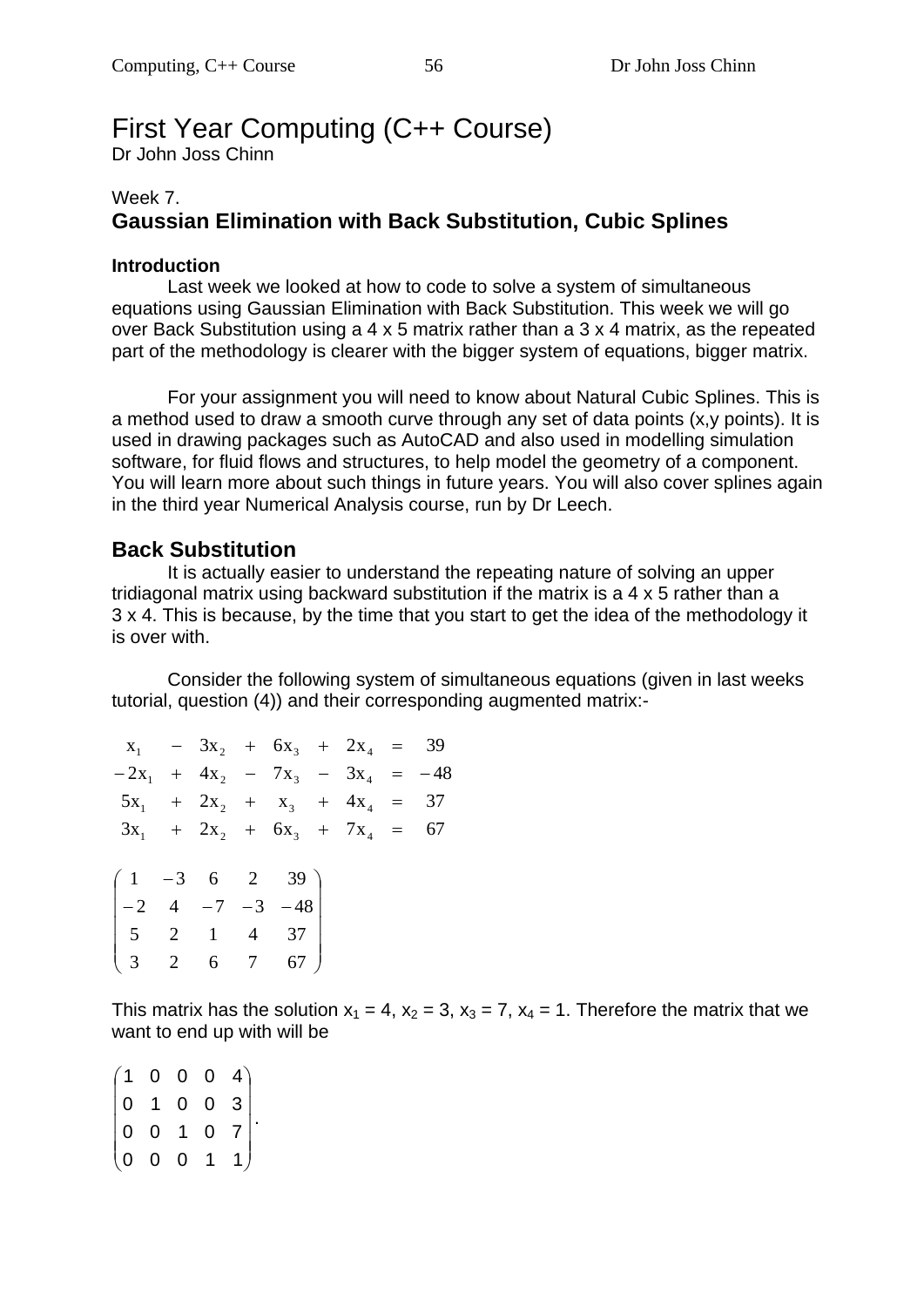# First Year Computing (C++ Course)

Dr John Joss Chinn

Week 7.

## Gaussian Elimination with Back Substitution, Cubic Splines

### Introduction

Last week we looked at how to code to solve a system of simultaneous equations using Gaussian Elimination with Back Substitution. This week we will go over Back Substitution using a 4 x 5 matrix rather than a 3 x 4 matrix, as the repeated part of the methodology is clearer with the bigger system of equations, bigger matrix.

For your assignment you will need to know about Natural Cubic Splines. This is a method used to draw a smooth curve through any set of data points (x,y points). It is used in drawing packages such as AutoCAD and also used in modelling simulation software, for fluid flows and structures, to help model the geometry of a component. You will learn more about such things in future years. You will also cover splines again in the third year Numerical Analysis course, run by Dr Leech.

## Back Substitution

It is actually easier to understand the repeating nature of solving an upper tridiagonal matrix using backward substitution if the matrix is a 4 x 5 rather than a 3 x 4. This is because, by the time that you start to get the idea of the methodology it is over with.

Consider the following system of simultaneous equations (given in last weeks tutorial, question (4)) and their corresponding augmented matrix:-

$$
\begin{array}{rcrcrcrcr}
x_1 & - & 3x_2 & + & 6x_3 & + & 2x_4 & = & 39 \\
-2x_1 & + & 4x_2 & - & 7x_3 & - & 3x_4 & = & -48 \\
5x_1 & + & 2x_2 & + & x_3 & + & 4x_4 & = & 37 \\
3x_1 & + & 2x_2 & + & 6x_3 & + & 7x_4 & = & 67
\end{array}
$$

$$
\begin{pmatrix}
1 & -3 & 6 & 2 & 39 \\
-2 & 4 & -7 & -3 & -48 \\
5 & 2 & 1 & 4 & 37 \\
3 & 2 & 6 & 7 & 67
\end{pmatrix}
$$

This matrix has the solution $x_1 = 4$, $x_2 = 3$, $x_3 = 7$, $x_4 = 1$. Therefore the matrix that we want to end up with will be

$$
\begin{pmatrix}
1 & 0 & 0 & 0 & 4 \\
0 & 1 & 0 & 0 & 3 \\
0 & 0 & 1 & 0 & 7 \\
0 & 0 & 0 & 1 & 1
\end{pmatrix}.
$$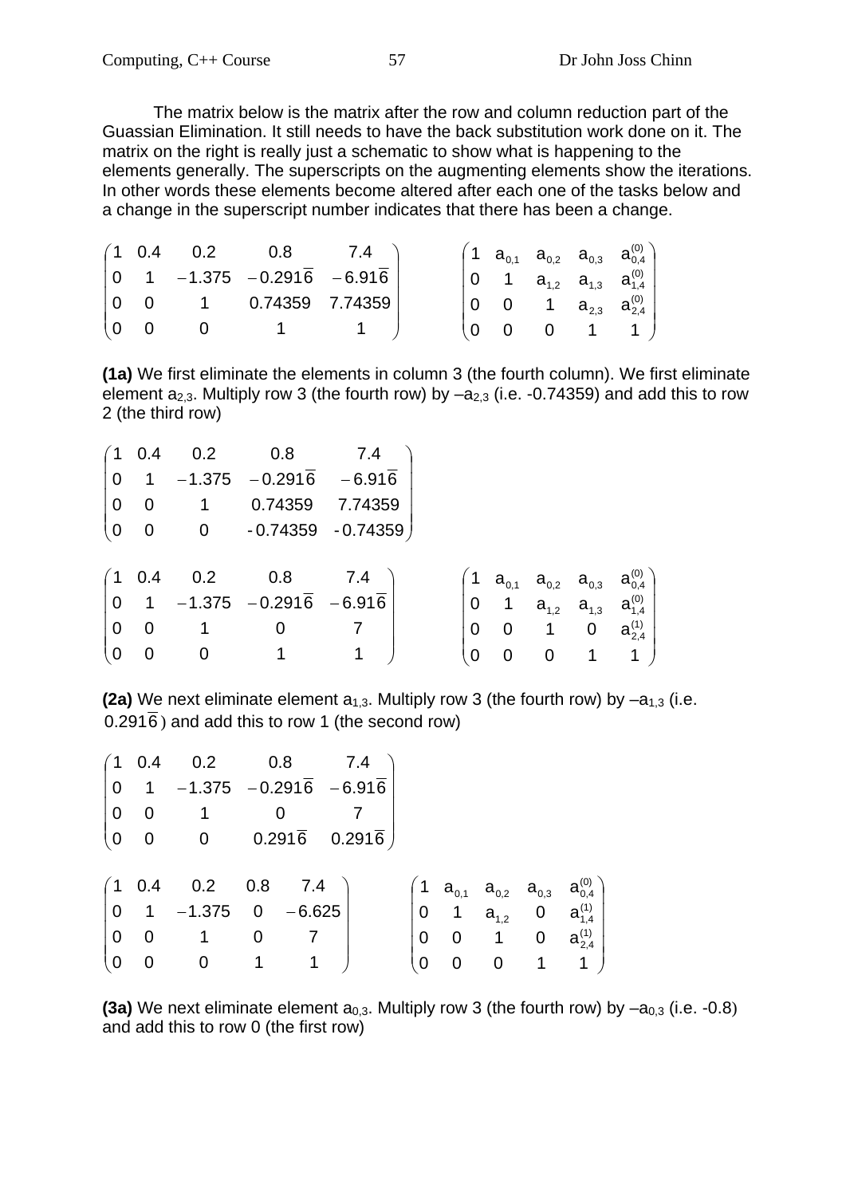The matrix below is the matrix after the row and column reduction part of the Guassian Elimination. It still needs to have the back substitution work done on it. The matrix on the right is really just a schematic to show what is happening to the elements generally. The superscripts on the augmenting elements show the iterations. In other words these elements become altered after each one of the tasks below and a change in the superscript number indicates that there has been a change.

$$\begin{pmatrix} 1 & 0.4 & 0.2 & 0.8 & 7.4 \\ 0 & 1 & -1.375 & -0.291\overline{6} & -6.91\overline{6} \\ 0 & 0 & 1 & 0.74359 & 7.74359 \\ 0 & 0 & 0 & 1 & 1 \end{pmatrix} \qquad \begin{pmatrix} 1 & a_{0,1} & a_{0,2} & a_{0,3} & a_{0,4}^{(0)} \\ 0 & 1 & a_{1,2} & a_{1,3} & a_{1,4}^{(0)} \\ 0 & 0 & 1 & a_{2,3} & a_{2,4}^{(0)} \\ 0 & 0 & 0 & 1 & 1 \end{pmatrix}$$

**(1a)** We first eliminate the elements in column 3 (the fourth column). We first eliminate element $a_{2,3}$. Multiply row 3 (the fourth row) by $-a_{2,3}$ (i.e. -0.74359) and add this to row 2 (the third row)

$$\begin{pmatrix} 1 & 0.4 & 0.2 & 0.8 & 7.4 \\ 0 & 1 & -1.375 & -0.291\overline{6} & -6.91\overline{6} \\ 0 & 0 & 1 & 0.74359 & 7.74359 \\ 0 & 0 & 0 & -0.74359 & -0.74359 \end{pmatrix}$$

$$\begin{pmatrix} 1 & 0.4 & 0.2 & 0.8 & 7.4 \\ 0 & 1 & -1.375 & -0.291\overline{6} & -6.91\overline{6} \\ 0 & 0 & 1 & 0 & 7 \\ 0 & 0 & 0 & 1 & 1 \end{pmatrix} \qquad \begin{pmatrix} 1 & a_{0,1} & a_{0,2} & a_{0,3} & a_{0,4}^{(0)} \\ 0 & 1 & a_{1,2} & a_{1,3} & a_{1,4}^{(0)} \\ 0 & 0 & 1 & 0 & a_{2,4}^{(1)} \\ 0 & 0 & 0 & 1 & 1 \end{pmatrix}$$

**(2a)** We next eliminate element $a_{1,3}$. Multiply row 3 (the fourth row) by $-a_{1,3}$ (i.e. $0.291\overline{6}$) and add this to row 1 (the second row)

$$\begin{pmatrix} 1 & 0.4 & 0.2 & 0.8 & 7.4 \\ 0 & 1 & -1.375 & -0.291\overline{6} & -6.91\overline{6} \\ 0 & 0 & 1 & 0 & 7 \\ 0 & 0 & 0 & 0.291\overline{6} & 0.291\overline{6} \end{pmatrix}$$

$$\begin{pmatrix} 1 & 0.4 & 0.2 & 0.8 & 7.4 \\ 0 & 1 & -1.375 & 0 & -6.625 \\ 0 & 0 & 1 & 0 & 7 \\ 0 & 0 & 0 & 1 & 1 \end{pmatrix} \qquad \begin{pmatrix} 1 & a_{0,1} & a_{0,2} & a_{0,3} & a_{0,4}^{(0)} \\ 0 & 1 & a_{1,2} & 0 & a_{1,4}^{(1)} \\ 0 & 0 & 1 & 0 & a_{2,4}^{(1)} \\ 0 & 0 & 0 & 1 & 1 \end{pmatrix}$$

**(3a)** We next eliminate element $a_{0,3}$. Multiply row 3 (the fourth row) by $-a_{0,3}$ (i.e. -0.8) and add this to row 0 (the first row)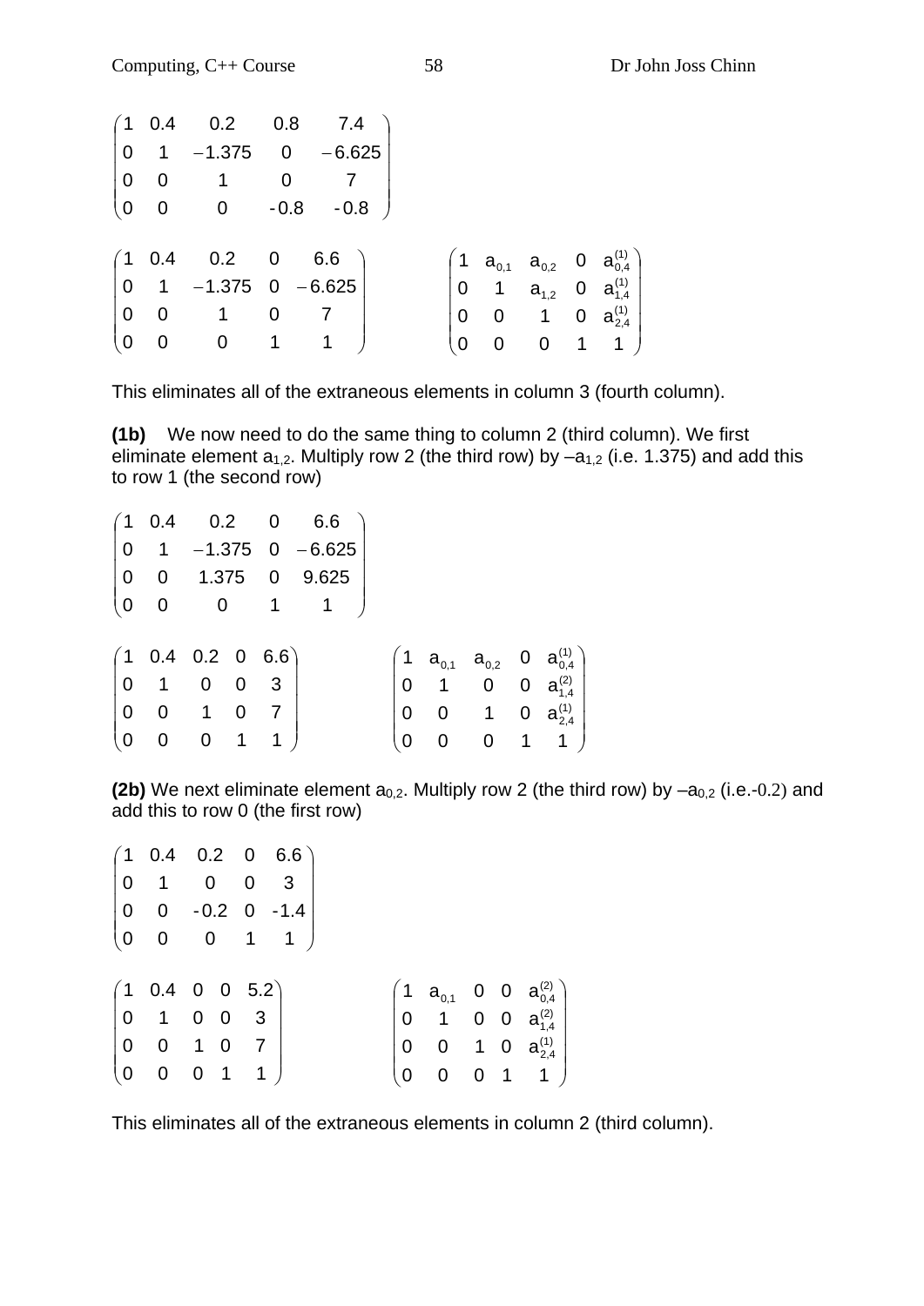$$\begin{pmatrix} 1 & 0.4 & 0.2 & 0.8 & 7.4 \\ 0 & 1 & -1.375 & 0 & -6.625 \\ 0 & 0 & 1 & 0 & 7 \\ 0 & 0 & 0 & -0.8 & -0.8 \end{pmatrix}$$

$$\begin{pmatrix} 1 & 0.4 & 0.2 & 0 & 6.6 \\ 0 & 1 & -1.375 & 0 & -6.625 \\ 0 & 0 & 1 & 0 & 7 \\ 0 & 0 & 0 & 1 & 1 \end{pmatrix} \qquad \begin{pmatrix} 1 & a_{0,1} & a_{0,2} & 0 & a_{0,4}^{(1)} \\ 0 & 1 & a_{1,2} & 0 & a_{1,4}^{(1)} \\ 0 & 0 & 1 & 0 & a_{2,4}^{(1)} \\ 0 & 0 & 0 & 1 & 1 \end{pmatrix}$$

This eliminates all of the extraneous elements in column 3 (fourth column).

**(1b)** We now need to do the same thing to column 2 (third column). We first eliminate element $a_{1,2}$. Multiply row 2 (the third row) by $-a_{1,2}$ (i.e. 1.375) and add this to row 1 (the second row)

$$\begin{pmatrix} 1 & 0.4 & 0.2 & 0 & 6.6 \\ 0 & 1 & -1.375 & 0 & -6.625 \\ 0 & 0 & 1.375 & 0 & 9.625 \\ 0 & 0 & 0 & 1 & 1 \end{pmatrix}$$

$$\begin{pmatrix} 1 & 0.4 & 0.2 & 0 & 6.6 \\ 0 & 1 & 0 & 0 & 3 \\ 0 & 0 & 1 & 0 & 7 \\ 0 & 0 & 0 & 1 & 1 \end{pmatrix} \qquad \begin{pmatrix} 1 & a_{0,1} & a_{0,2} & 0 & a_{0,4}^{(1)} \\ 0 & 1 & 0 & 0 & a_{1,4}^{(2)} \\ 0 & 0 & 1 & 0 & a_{2,4}^{(1)} \\ 0 & 0 & 0 & 1 & 1 \end{pmatrix}$$

**(2b)** We next eliminate element $a_{0,2}$. Multiply row 2 (the third row) by $-a_{0,2}$ (i.e.-0.2) and add this to row 0 (the first row)

$$\begin{pmatrix} 1 & 0.4 & 0.2 & 0 & 6.6 \\ 0 & 1 & 0 & 0 & 3 \\ 0 & 0 & -0.2 & 0 & -1.4 \\ 0 & 0 & 0 & 1 & 1 \end{pmatrix}$$

$$\begin{pmatrix} 1 & 0.4 & 0 & 0 & 5.2 \\ 0 & 1 & 0 & 0 & 3 \\ 0 & 0 & 1 & 0 & 7 \\ 0 & 0 & 0 & 1 & 1 \end{pmatrix} \qquad \begin{pmatrix} 1 & a_{0,1} & 0 & 0 & a_{0,4}^{(2)} \\ 0 & 1 & 0 & 0 & a_{1,4}^{(2)} \\ 0 & 0 & 1 & 0 & a_{2,4}^{(1)} \\ 0 & 0 & 0 & 1 & 1 \end{pmatrix}$$

This eliminates all of the extraneous elements in column 2 (third column).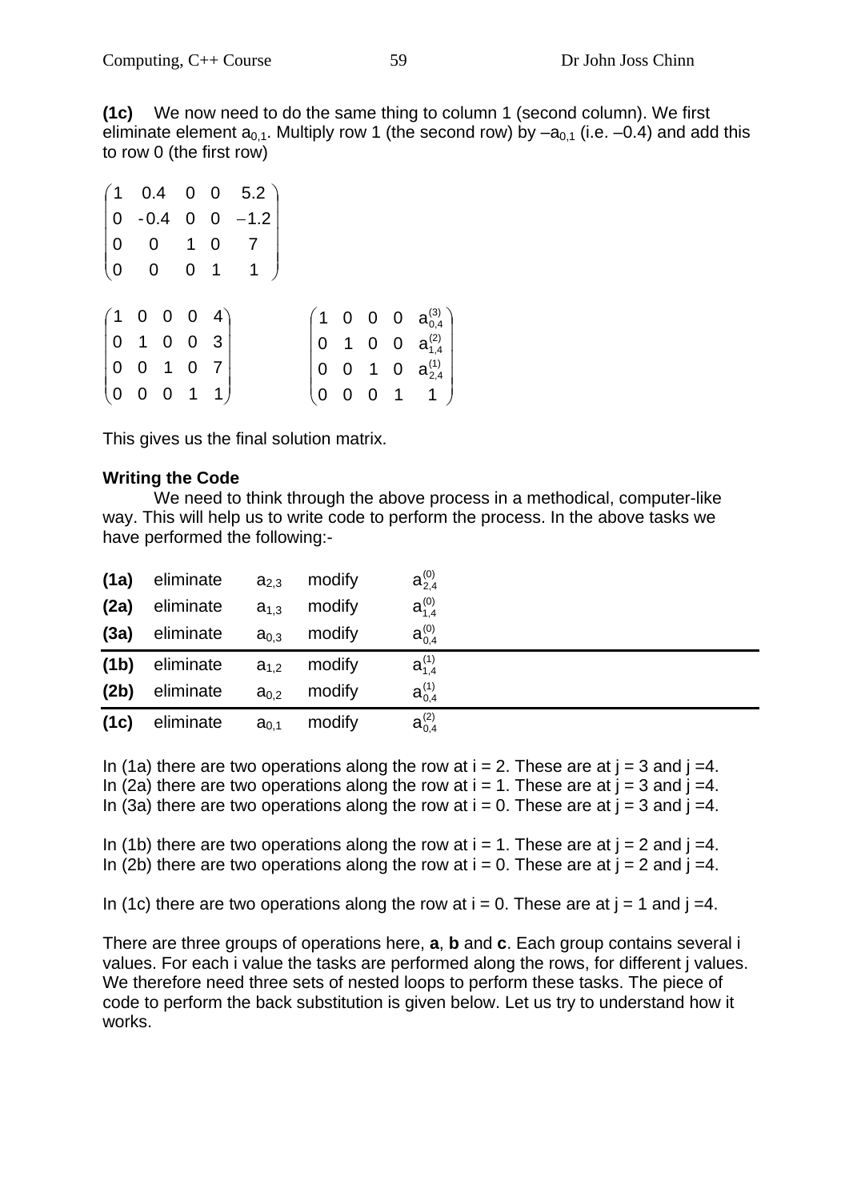**(1c)** We now need to do the same thing to column 1 (second column). We first eliminate element $a_{0,1}$. Multiply row 1 (the second row) by $-a_{0,1}$ (i.e. $-0.4$) and add this to row 0 (the first row)

$$\begin{pmatrix} 1 & 0.4 & 0 & 0 & 5.2 \\ 0 & -0.4 & 0 & 0 & -1.2 \\ 0 & 0 & 1 & 0 & 7 \\ 0 & 0 & 0 & 1 & 1 \end{pmatrix}$$

$$\begin{pmatrix} 1 & 0 & 0 & 0 & 4 \\ 0 & 1 & 0 & 0 & 3 \\ 0 & 0 & 1 & 0 & 7 \\ 0 & 0 & 0 & 1 & 1 \end{pmatrix} \qquad \begin{pmatrix} 1 & 0 & 0 & 0 & a_{0,4}^{(3)} \\ 0 & 1 & 0 & 0 & a_{1,4}^{(2)} \\ 0 & 0 & 1 & 0 & a_{2,4}^{(1)} \\ 0 & 0 & 0 & 1 & 1 \end{pmatrix}$$

This gives us the final solution matrix.

**Writing the Code**

We need to think through the above process in a methodical, computer-like way. This will help us to write code to perform the process. In the above tasks we have performed the following:-

| | | | | |
|---|---|---|---|---|
| **(1a)** | eliminate | $a_{2,3}$ | modify | $a_{2,4}^{(0)}$ |
| **(2a)** | eliminate | $a_{1,3}$ | modify | $a_{1,4}^{(0)}$ |
| **(3a)** | eliminate | $a_{0,3}$ | modify | $a_{0,4}^{(0)}$ |
| **(1b)** | eliminate | $a_{1,2}$ | modify | $a_{1,4}^{(1)}$ |
| **(2b)** | eliminate | $a_{0,2}$ | modify | $a_{0,4}^{(1)}$ |
| **(1c)** | eliminate | $a_{0,1}$ | modify | $a_{0,4}^{(2)}$ |

In (1a) there are two operations along the row at $i = 2$. These are at $j = 3$ and $j = 4$.
In (2a) there are two operations along the row at $i = 1$. These are at $j = 3$ and $j = 4$.
In (3a) there are two operations along the row at $i = 0$. These are at $j = 3$ and $j = 4$.

In (1b) there are two operations along the row at $i = 1$. These are at $j = 2$ and $j = 4$.
In (2b) there are two operations along the row at $i = 0$. These are at $j = 2$ and $j = 4$.

In (1c) there are two operations along the row at $i = 0$. These are at $j = 1$ and $j = 4$.

There are three groups of operations here, **a**, **b** and **c**. Each group contains several i values. For each i value the tasks are performed along the rows, for different j values. We therefore need three sets of nested loops to perform these tasks. The piece of code to perform the back substitution is given below. Let us try to understand how it works.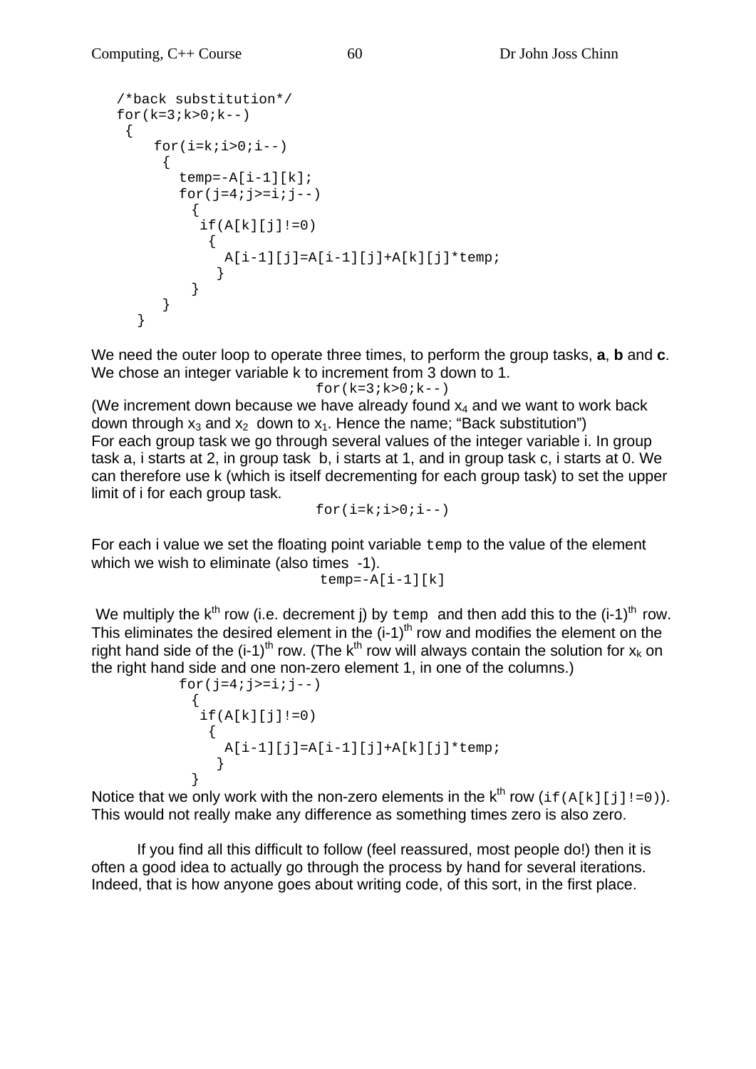```
/*back substitution*/
for(k=3;k>0;k--)
 {
    for(i=k;i>0;i--)
     {
       temp=-A[i-1][k];
       for(j=4;j>=i;j--)
         {
          if(A[k][j]!=0)
            {
              A[i-1][j]=A[i-1][j]+A[k][j]*temp;
             }
         }
     }
   }
```

We need the outer loop to operate three times, to perform the group tasks, **a**, **b** and **c**. We chose an integer variable k to increment from 3 down to 1.

```
for(k=3;k>0;k--)
```

(We increment down because we have already found $x_4$ and we want to work back down through $x_3$ and $x_2$ down to $x_1$. Hence the name; "Back substitution")
For each group task we go through several values of the integer variable i. In group task a, i starts at 2, in group task b, i starts at 1, and in group task c, i starts at 0. We can therefore use k (which is itself decrementing for each group task) to set the upper limit of i for each group task.

```
for(i=k;i>0;i--)
```

For each i value we set the floating point variable `temp` to the value of the element which we wish to eliminate (also times -1).

```
temp=-A[i-1][k]
```

We multiply the $k^{th}$ row (i.e. decrement j) by `temp` and then add this to the $(i-1)^{th}$ row. This eliminates the desired element in the $(i-1)^{th}$ row and modifies the element on the right hand side of the $(i-1)^{th}$ row. (The $k^{th}$ row will always contain the solution for $x_k$ on the right hand side and one non-zero element 1, in one of the columns.)

```
for(j=4;j>=i;j--)
  {
   if(A[k][j]!=0)
     {
       A[i-1][j]=A[i-1][j]+A[k][j]*temp;
      }
  }
```

Notice that we only work with the non-zero elements in the $k^{th}$ row (`if(A[k][j]!=0)`). This would not really make any difference as something times zero is also zero.

If you find all this difficult to follow (feel reassured, most people do!) then it is often a good idea to actually go through the process by hand for several iterations. Indeed, that is how anyone goes about writing code, of this sort, in the first place.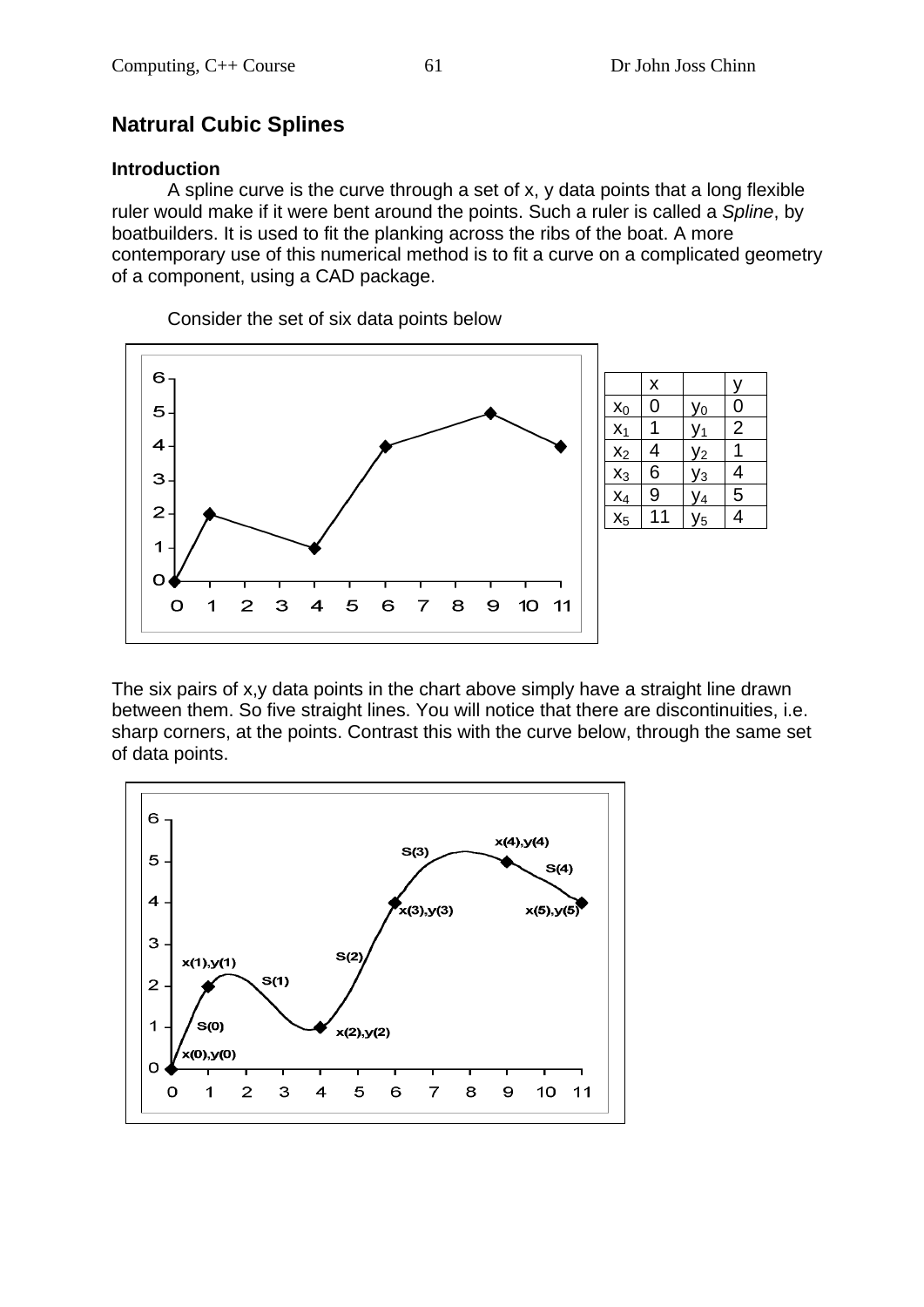## Natrural Cubic Splines

### Introduction

A spline curve is the curve through a set of x, y data points that a long flexible ruler would make if it were bent around the points. Such a ruler is called a *Spline*, by boatbuilders. It is used to fit the planking across the ribs of the boat. A more contemporary use of this numerical method is to fit a curve on a complicated geometry of a component, using a CAD package.

Consider the set of six data points below

| | x | | y |
|---|---|---|---|
| $x_0$ | 0 | $y_0$ | 0 |
| $x_1$ | 1 | $y_1$ | 2 |
| $x_2$ | 4 | $y_2$ | 1 |
| $x_3$ | 6 | $y_3$ | 4 |
| $x_4$ | 9 | $y_4$ | 5 |
| $x_5$ | 11 | $y_5$ | 4 |

The six pairs of x,y data points in the chart above simply have a straight line drawn between them. So five straight lines. You will notice that there are discontinuities, i.e. sharp corners, at the points. Contrast this with the curve below, through the same set of data points.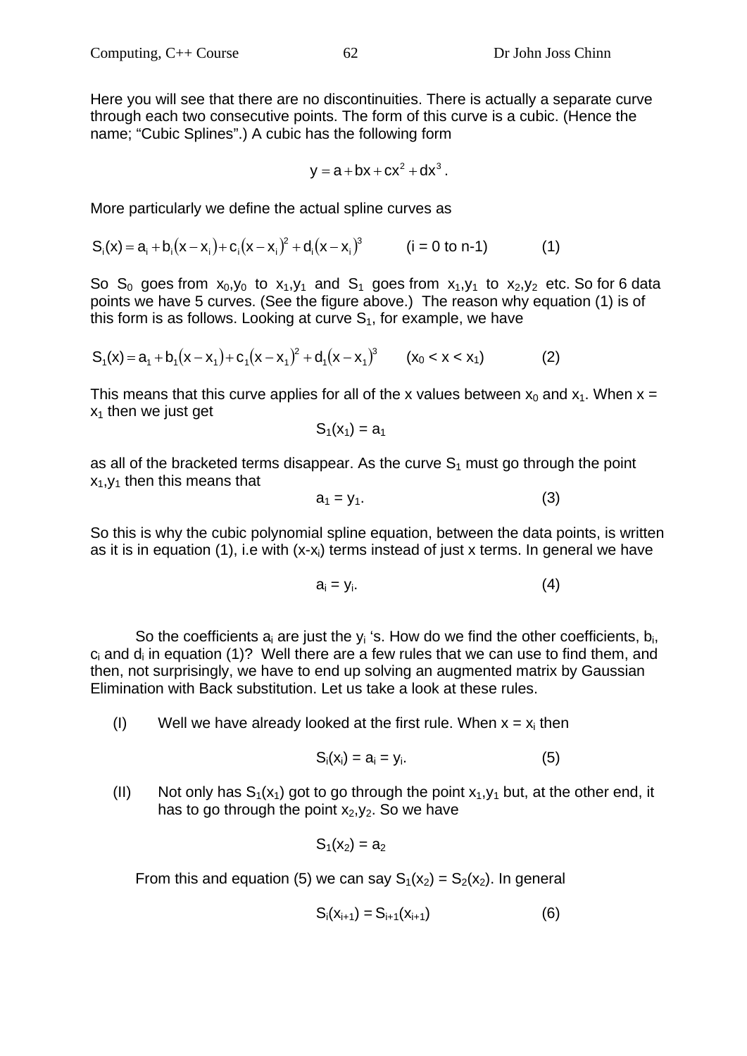Here you will see that there are no discontinuities. There is actually a separate curve through each two consecutive points. The form of this curve is a cubic. (Hence the name; "Cubic Splines".) A cubic has the following form

$$y = a + bx + cx^2 + dx^3 .$$

More particularly we define the actual spline curves as

$$S_i(x) = a_i + b_i(x - x_i) + c_i(x - x_i)^2 + d_i(x - x_i)^3 \qquad \text{(i = 0 to n-1)} \qquad (1)$$

So $S_0$ goes from $x_0,y_0$ to $x_1,y_1$ and $S_1$ goes from $x_1,y_1$ to $x_2,y_2$ etc. So for 6 data points we have 5 curves. (See the figure above.) The reason why equation (1) is of this form is as follows. Looking at curve $S_1$, for example, we have

$$S_1(x) = a_1 + b_1(x - x_1) + c_1(x - x_1)^2 + d_1(x - x_1)^3 \qquad (x_0 < x < x_1) \qquad (2)$$

This means that this curve applies for all of the x values between $x_0$ and $x_1$. When $x = x_1$ then we just get

$$S_1(x_1) = a_1$$

as all of the bracketed terms disappear. As the curve $S_1$ must go through the point $x_1,y_1$ then this means that

$$a_1 = y_1. \qquad (3)$$

So this is why the cubic polynomial spline equation, between the data points, is written as it is in equation (1), i.e with $(x-x_i)$ terms instead of just x terms. In general we have

$$a_i = y_i. \qquad (4)$$

So the coefficients $a_i$ are just the $y_i$ 's. How do we find the other coefficients, $b_i$, $c_i$ and $d_i$ in equation (1)? Well there are a few rules that we can use to find them, and then, not surprisingly, we have to end up solving an augmented matrix by Gaussian Elimination with Back substitution. Let us take a look at these rules.

(I) Well we have already looked at the first rule. When $x = x_i$ then

$$S_i(x_i) = a_i = y_i. \qquad (5)$$

(II) Not only has $S_1(x_1)$ got to go through the point $x_1,y_1$ but, at the other end, it has to go through the point $x_2,y_2$. So we have

$$S_1(x_2) = a_2$$

From this and equation (5) we can say $S_1(x_2) = S_2(x_2)$. In general

$$S_i(x_{i+1}) = S_{i+1}(x_{i+1}) \qquad (6)$$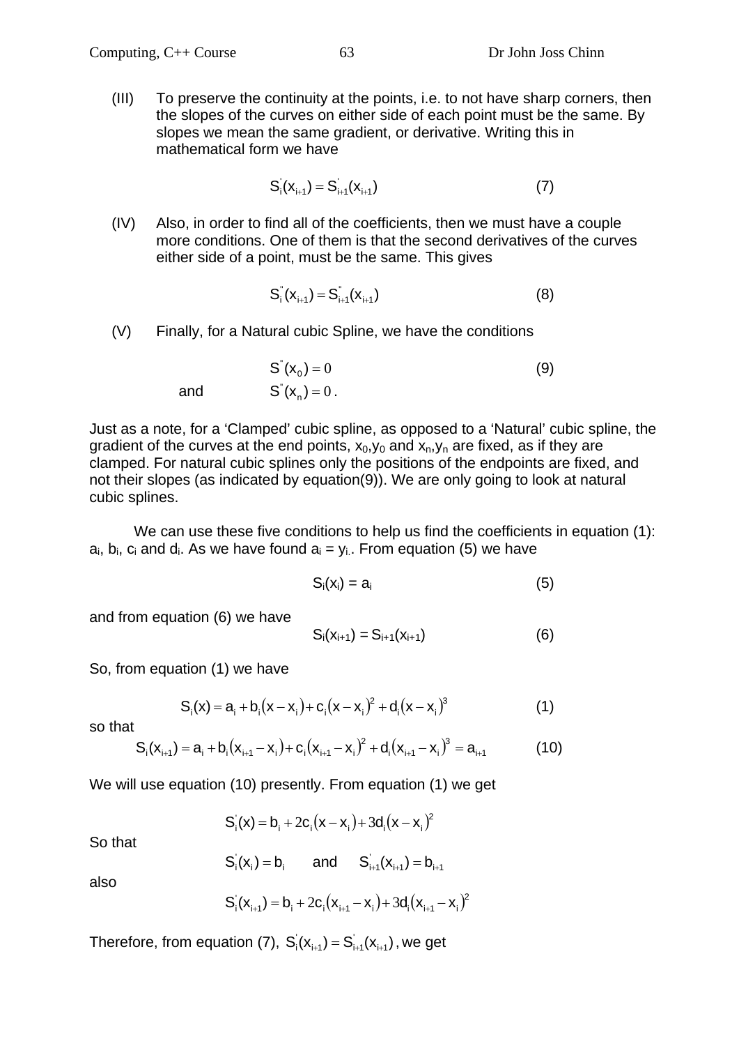(III) To preserve the continuity at the points, i.e. to not have sharp corners, then the slopes of the curves on either side of each point must be the same. By slopes we mean the same gradient, or derivative. Writing this in mathematical form we have

$$S_i^{'}(x_{i+1}) = S_{i+1}^{'}(x_{i+1}) \qquad (7)$$

(IV) Also, in order to find all of the coefficients, then we must have a couple more conditions. One of them is that the second derivatives of the curves either side of a point, must be the same. This gives

$$S_i^{''}(x_{i+1}) = S_{i+1}^{''}(x_{i+1}) \qquad (8)$$

(V) Finally, for a Natural cubic Spline, we have the conditions

$$S^{''}(x_0) = 0 \qquad (9)$$

and $$S^{''}(x_n) = 0 .$$

Just as a note, for a 'Clamped' cubic spline, as opposed to a 'Natural' cubic spline, the gradient of the curves at the end points, $x_0,y_0$ and $x_n,y_n$ are fixed, as if they are clamped. For natural cubic splines only the positions of the endpoints are fixed, and not their slopes (as indicated by equation(9)). We are only going to look at natural cubic splines.

We can use these five conditions to help us find the coefficients in equation (1): $a_i$, $b_i$, $c_i$ and $d_i$. As we have found $a_i = y_i$. From equation (5) we have

$$S_i(x_i) = a_i \qquad (5)$$

and from equation (6) we have

$$S_i(x_{i+1}) = S_{i+1}(x_{i+1}) \qquad (6)$$

So, from equation (1) we have

$$S_i(x) = a_i + b_i(x - x_i) + c_i(x - x_i)^2 + d_i(x - x_i)^3 \qquad (1)$$

so that

$$S_i(x_{i+1}) = a_i + b_i(x_{i+1} - x_i) + c_i(x_{i+1} - x_i)^2 + d_i(x_{i+1} - x_i)^3 = a_{i+1} \qquad (10)$$

We will use equation (10) presently. From equation (1) we get

$$S_i^{'}(x) = b_i + 2c_i(x - x_i) + 3d_i(x - x_i)^2$$

So that

$$S_i^{'}(x_i) = b_i \quad \text{and} \quad S_{i+1}^{'}(x_{i+1}) = b_{i+1}$$

also

$$S_i^{'}(x_{i+1}) = b_i + 2c_i(x_{i+1} - x_i) + 3d_i(x_{i+1} - x_i)^2$$

Therefore, from equation (7), $S_i^{'}(x_{i+1}) = S_{i+1}^{'}(x_{i+1})$, we get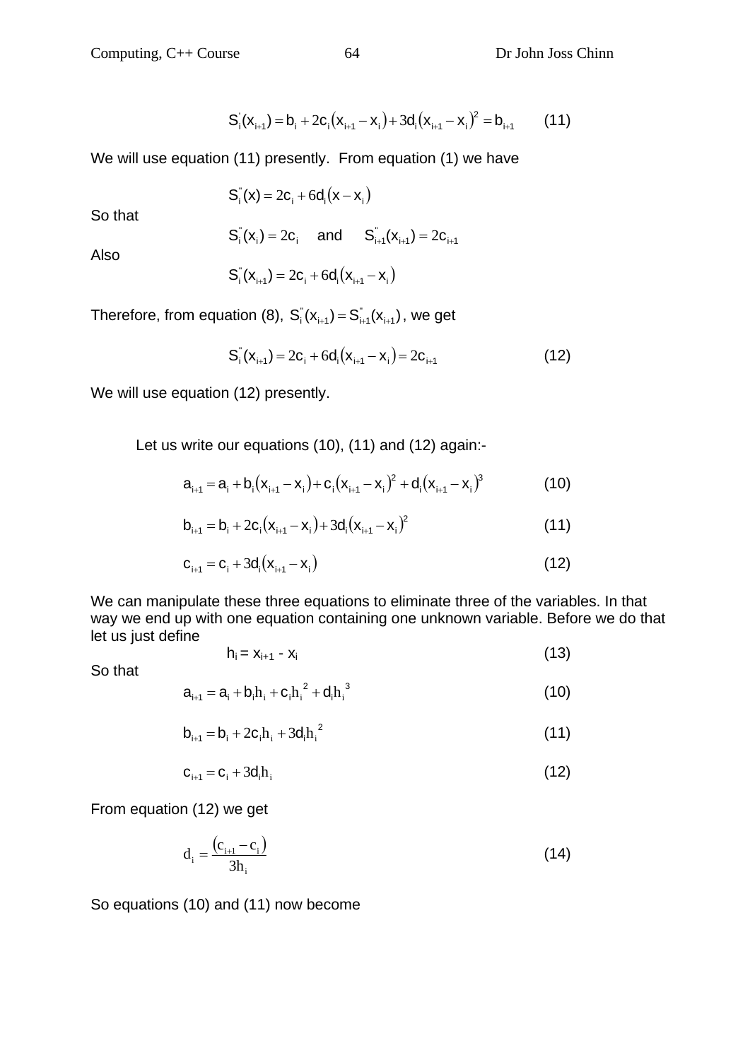$$S_i^{'}(x_{i+1}) = b_i + 2c_i(x_{i+1} - x_i) + 3d_i(x_{i+1} - x_i)^2 = b_{i+1} \qquad (11)$$

We will use equation (11) presently. From equation (1) we have

$$S_i^{''}(x) = 2c_i + 6d_i(x - x_i)$$

So that

$$S_i^{''}(x_i) = 2c_i \quad \text{and} \quad S_{i+1}^{''}(x_{i+1}) = 2c_{i+1}$$

Also

$$S_i^{''}(x_{i+1}) = 2c_i + 6d_i(x_{i+1} - x_i)$$

Therefore, from equation (8), $S_i^{''}(x_{i+1}) = S_{i+1}^{''}(x_{i+1})$, we get

$$S_i^{''}(x_{i+1}) = 2c_i + 6d_i(x_{i+1} - x_i) = 2c_{i+1} \qquad (12)$$

We will use equation (12) presently.

Let us write our equations (10), (11) and (12) again:-

$$a_{i+1} = a_i + b_i(x_{i+1} - x_i) + c_i(x_{i+1} - x_i)^2 + d_i(x_{i+1} - x_i)^3 \qquad (10)$$

$$b_{i+1} = b_i + 2c_i(x_{i+1} - x_i) + 3d_i(x_{i+1} - x_i)^2 \qquad (11)$$

$$c_{i+1} = c_i + 3d_i(x_{i+1} - x_i) \qquad (12)$$

We can manipulate these three equations to eliminate three of the variables. In that way we end up with one equation containing one unknown variable. Before we do that let us just define

$$h_i = x_{i+1} - x_i \qquad (13)$$

So that

$$a_{i+1} = a_i + b_i h_i + c_i h_i^{\,2} + d_i h_i^{\,3} \qquad (10)$$

$$b_{i+1} = b_i + 2c_i h_i + 3d_i h_i^{\,2} \qquad (11)$$

$$c_{i+1} = c_i + 3d_i h_i \qquad (12)$$

From equation (12) we get

$$d_i = \frac{(c_{i+1} - c_i)}{3h_i} \qquad (14)$$

So equations (10) and (11) now become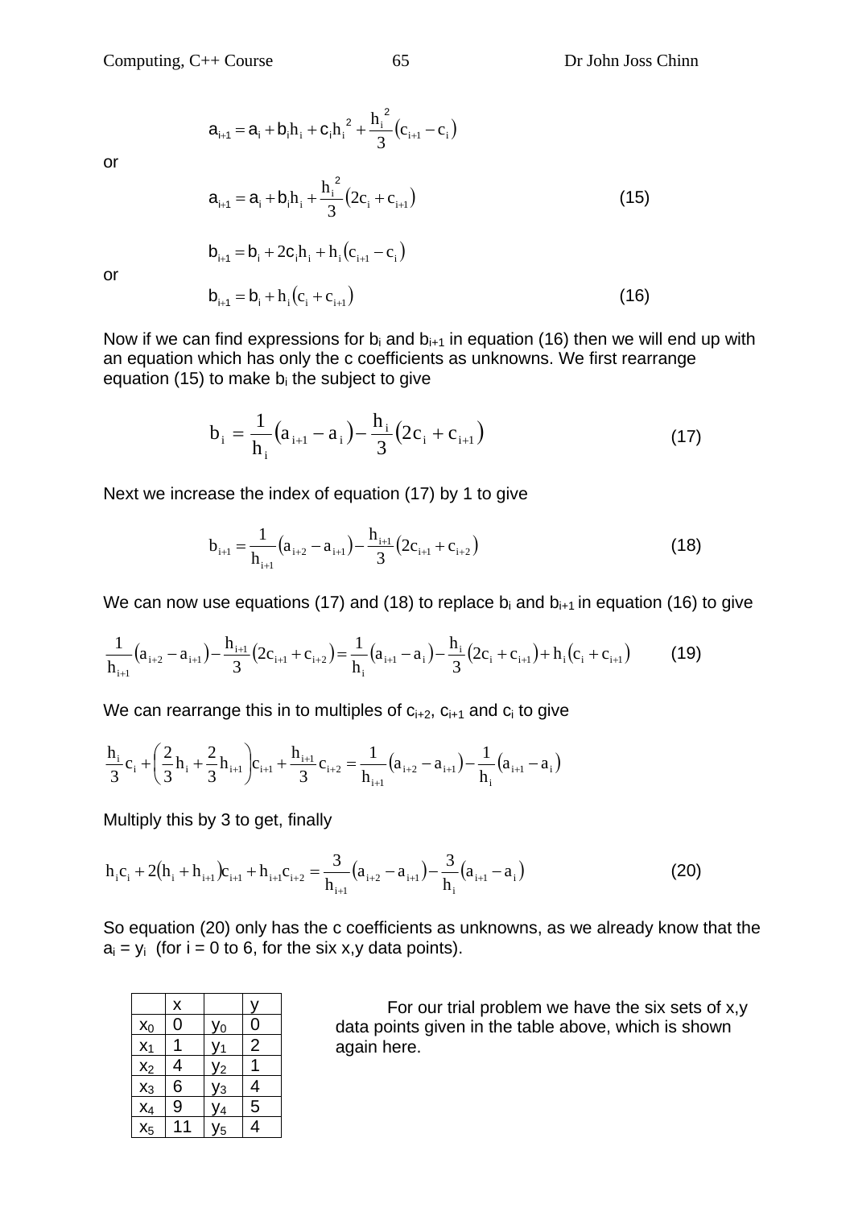$$a_{i+1} = a_i + b_i h_i + c_i h_i^2 + \frac{h_i^2}{3}(c_{i+1} - c_i)$$

or

$$a_{i+1} = a_i + b_i h_i + \frac{h_i^2}{3}(2c_i + c_{i+1}) \qquad (15)$$

$$b_{i+1} = b_i + 2c_i h_i + h_i(c_{i+1} - c_i)$$

or

$$b_{i+1} = b_i + h_i(c_i + c_{i+1}) \qquad (16)$$

Now if we can find expressions for $b_i$ and $b_{i+1}$ in equation (16) then we will end up with an equation which has only the c coefficients as unknowns. We first rearrange equation (15) to make $b_i$ the subject to give

$$b_i = \frac{1}{h_i}(a_{i+1} - a_i) - \frac{h_i}{3}(2c_i + c_{i+1}) \qquad (17)$$

Next we increase the index of equation (17) by 1 to give

$$b_{i+1} = \frac{1}{h_{i+1}}(a_{i+2} - a_{i+1}) - \frac{h_{i+1}}{3}(2c_{i+1} + c_{i+2}) \qquad (18)$$

We can now use equations (17) and (18) to replace $b_i$ and $b_{i+1}$ in equation (16) to give

$$\frac{1}{h_{i+1}}(a_{i+2} - a_{i+1}) - \frac{h_{i+1}}{3}(2c_{i+1} + c_{i+2}) = \frac{1}{h_i}(a_{i+1} - a_i) - \frac{h_i}{3}(2c_i + c_{i+1}) + h_i(c_i + c_{i+1}) \qquad (19)$$

We can rearrange this in to multiples of $c_{i+2}$, $c_{i+1}$ and $c_i$ to give

$$\frac{h_i}{3}c_i + \left(\frac{2}{3}h_i + \frac{2}{3}h_{i+1}\right)c_{i+1} + \frac{h_{i+1}}{3}c_{i+2} = \frac{1}{h_{i+1}}(a_{i+2} - a_{i+1}) - \frac{1}{h_i}(a_{i+1} - a_i)$$

Multiply this by 3 to get, finally

$$h_i c_i + 2(h_i + h_{i+1})c_{i+1} + h_{i+1}c_{i+2} = \frac{3}{h_{i+1}}(a_{i+2} - a_{i+1}) - \frac{3}{h_i}(a_{i+1} - a_i) \qquad (20)$$

So equation (20) only has the c coefficients as unknowns, as we already know that the $a_i = y_i$ (for i = 0 to 6, for the six x,y data points).

|  | x |  | y |
|---|---|---|---|
| $x_0$ | 0 | $y_0$ | 0 |
| $x_1$ | 1 | $y_1$ | 2 |
| $x_2$ | 4 | $y_2$ | 1 |
| $x_3$ | 6 | $y_3$ | 4 |
| $x_4$ | 9 | $y_4$ | 5 |
| $x_5$ | 11 | $y_5$ | 4 |

For our trial problem we have the six sets of x,y data points given in the table above, which is shown again here.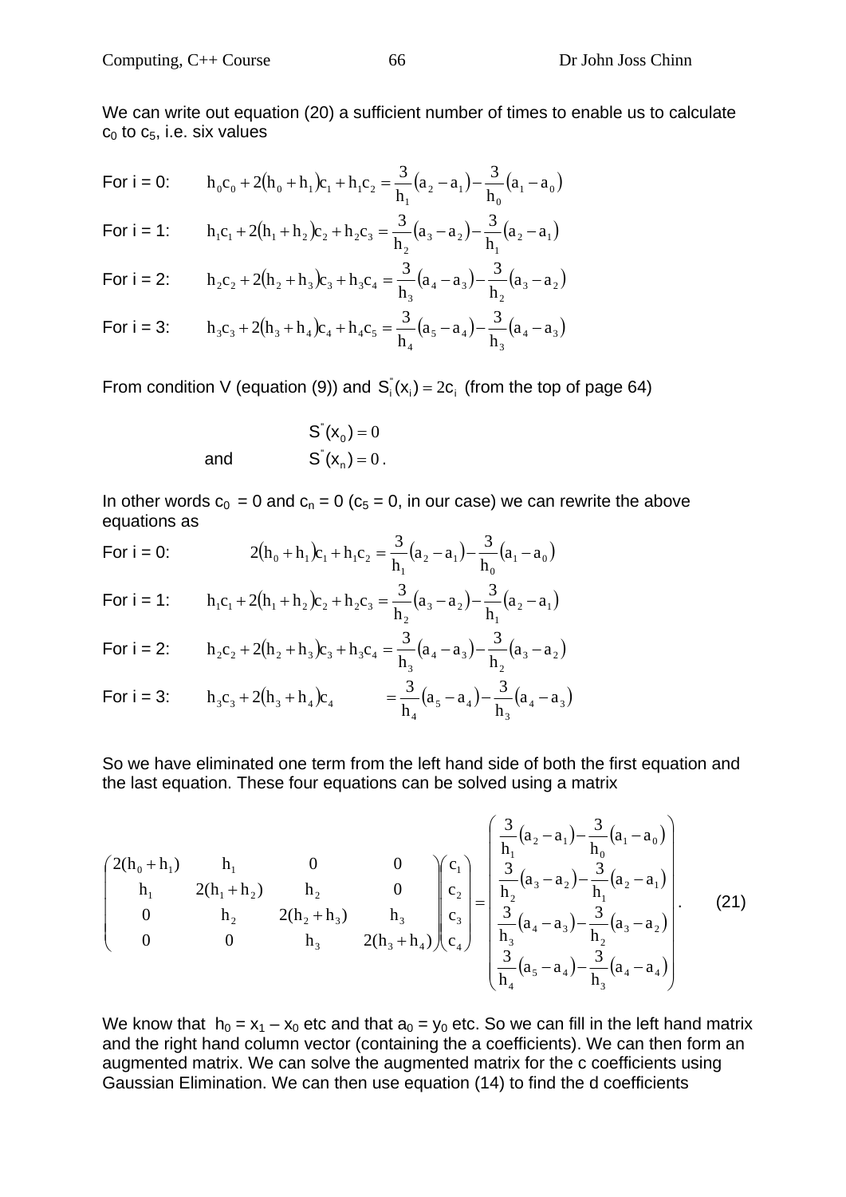We can write out equation (20) a sufficient number of times to enable us to calculate $c_0$ to $c_5$, i.e. six values

For i = 0: $\quad h_0c_0 + 2(h_0 + h_1)c_1 + h_1c_2 = \frac{3}{h_1}(a_2 - a_1) - \frac{3}{h_0}(a_1 - a_0)$

For i = 1: $\quad h_1c_1 + 2(h_1 + h_2)c_2 + h_2c_3 = \frac{3}{h_2}(a_3 - a_2) - \frac{3}{h_1}(a_2 - a_1)$

For i = 2: $\quad h_2c_2 + 2(h_2 + h_3)c_3 + h_3c_4 = \frac{3}{h_3}(a_4 - a_3) - \frac{3}{h_2}(a_3 - a_2)$

For i = 3: $\quad h_3c_3 + 2(h_3 + h_4)c_4 + h_4c_5 = \frac{3}{h_4}(a_5 - a_4) - \frac{3}{h_3}(a_4 - a_3)$

From condition V (equation (9)) and $S_i''(x_i) = 2c_i$ (from the top of page 64)

$$S''(x_0) = 0$$

and $$S''(x_n) = 0\,.$$

In other words $c_0 = 0$ and $c_n = 0$ ($c_5 = 0$, in our case) we can rewrite the above equations as

For i = 0: $\quad 2(h_0 + h_1)c_1 + h_1c_2 = \frac{3}{h_1}(a_2 - a_1) - \frac{3}{h_0}(a_1 - a_0)$

For i = 1: $\quad h_1c_1 + 2(h_1 + h_2)c_2 + h_2c_3 = \frac{3}{h_2}(a_3 - a_2) - \frac{3}{h_1}(a_2 - a_1)$

For i = 2: $\quad h_2c_2 + 2(h_2 + h_3)c_3 + h_3c_4 = \frac{3}{h_3}(a_4 - a_3) - \frac{3}{h_2}(a_3 - a_2)$

For i = 3: $\quad h_3c_3 + 2(h_3 + h_4)c_4 = \frac{3}{h_4}(a_5 - a_4) - \frac{3}{h_3}(a_4 - a_3)$

So we have eliminated one term from the left hand side of both the first equation and the last equation. These four equations can be solved using a matrix

$$\begin{pmatrix} 2(h_0+h_1) & h_1 & 0 & 0 \\ h_1 & 2(h_1+h_2) & h_2 & 0 \\ 0 & h_2 & 2(h_2+h_3) & h_3 \\ 0 & 0 & h_3 & 2(h_3+h_4) \end{pmatrix} \begin{pmatrix} c_1 \\ c_2 \\ c_3 \\ c_4 \end{pmatrix} = \begin{pmatrix} \frac{3}{h_1}(a_2 - a_1) - \frac{3}{h_0}(a_1 - a_0) \\ \frac{3}{h_2}(a_3 - a_2) - \frac{3}{h_1}(a_2 - a_1) \\ \frac{3}{h_3}(a_4 - a_3) - \frac{3}{h_2}(a_3 - a_2) \\ \frac{3}{h_4}(a_5 - a_4) - \frac{3}{h_3}(a_4 - a_4) \end{pmatrix}. \qquad (21)$$

We know that $h_0 = x_1 - x_0$ etc and that $a_0 = y_0$ etc. So we can fill in the left hand matrix and the right hand column vector (containing the a coefficients). We can then form an augmented matrix. We can solve the augmented matrix for the c coefficients using Gaussian Elimination. We can then use equation (14) to find the d coefficients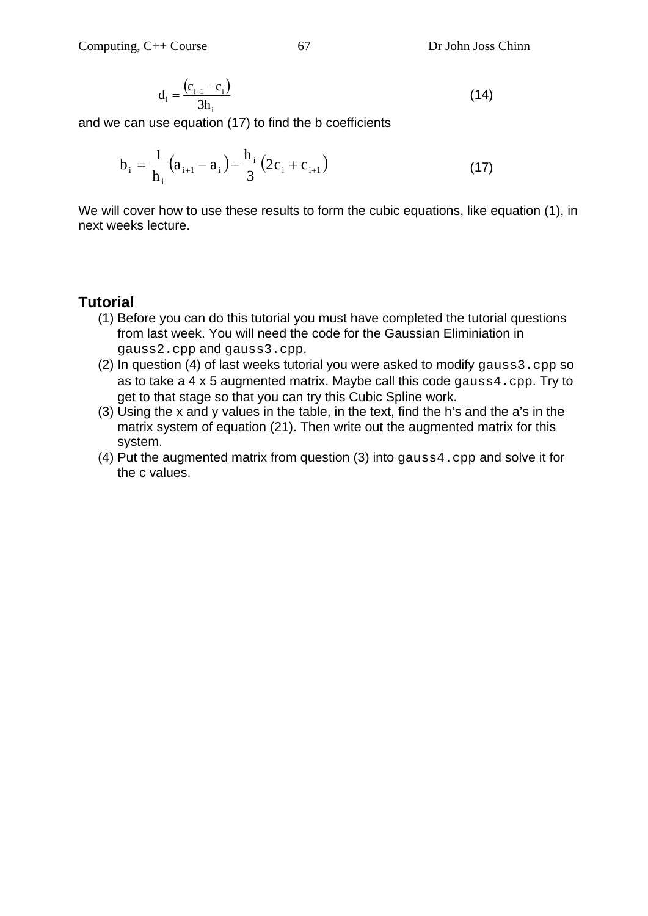$$d_i = \frac{(c_{i+1} - c_i)}{3h_i} \tag{14}$$

and we can use equation (17) to find the b coefficients

$$b_i = \frac{1}{h_i}(a_{i+1} - a_i) - \frac{h_i}{3}(2c_i + c_{i+1}) \tag{17}$$

We will cover how to use these results to form the cubic equations, like equation (1), in next weeks lecture.

## Tutorial

(1) Before you can do this tutorial you must have completed the tutorial questions from last week. You will need the code for the Gaussian Eliminiation in `gauss2.cpp` and `gauss3.cpp`.

(2) In question (4) of last weeks tutorial you were asked to modify `gauss3.cpp` so as to take a 4 x 5 augmented matrix. Maybe call this code `gauss4.cpp`. Try to get to that stage so that you can try this Cubic Spline work.

(3) Using the x and y values in the table, in the text, find the h's and the a's in the matrix system of equation (21). Then write out the augmented matrix for this system.

(4) Put the augmented matrix from question (3) into `gauss4.cpp` and solve it for the c values.